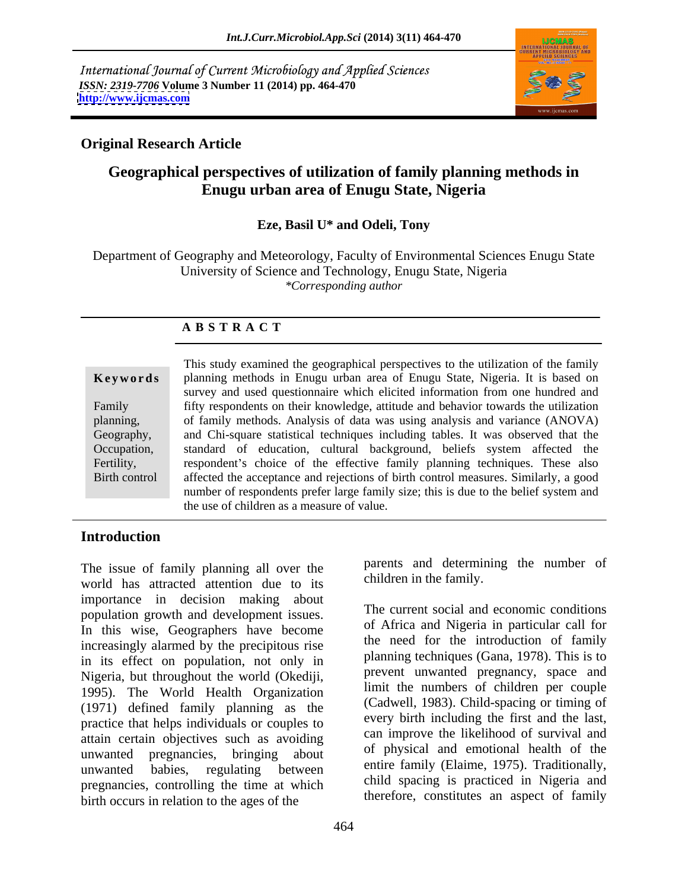International Journal of Current Microbiology and Applied Sciences
*ISSN: 2319-7706* **Volume 3 Number 11 (2014) pp. 464-470**
**http://www.ijcmas.com**

**Original Research Article**

# Geographical perspectives of utilization of family planning methods in Enugu urban area of Enugu State, Nigeria

**Eze, Basil U\* and Odeli, Tony**

Department of Geography and Meteorology, Faculty of Environmental Sciences Enugu State University of Science and Technology, Enugu State, Nigeria
*\*Corresponding author*

**A B S T R A C T**

**Keywords**

Family planning, Geography, Occupation, Fertility, Birth control

This study examined the geographical perspectives to the utilization of the family planning methods in Enugu urban area of Enugu State, Nigeria. It is based on survey and used questionnaire which elicited information from one hundred and fifty respondents on their knowledge, attitude and behavior towards the utilization of family methods. Analysis of data was using analysis and variance (ANOVA) and Chi-square statistical techniques including tables. It was observed that the standard of education, cultural background, beliefs system affected the respondent's choice of the effective family planning techniques. These also affected the acceptance and rejections of birth control measures. Similarly, a good number of respondents prefer large family size; this is due to the belief system and the use of children as a measure of value.

## Introduction

The issue of family planning all over the world has attracted attention due to its importance in decision making about population growth and development issues. In this wise, Geographers have become increasingly alarmed by the precipitous rise in its effect on population, not only in Nigeria, but throughout the world (Okediji, 1995). The World Health Organization (1971) defined family planning as the practice that helps individuals or couples to attain certain objectives such as avoiding unwanted pregnancies, bringing about unwanted babies, regulating between pregnancies, controlling the time at which birth occurs in relation to the ages of the parents and determining the number of children in the family.

The current social and economic conditions of Africa and Nigeria in particular call for the need for the introduction of family planning techniques (Gana, 1978). This is to prevent unwanted pregnancy, space and limit the numbers of children per couple (Cadwell, 1983). Child-spacing or timing of every birth including the first and the last, can improve the likelihood of survival and of physical and emotional health of the entire family (Elaime, 1975). Traditionally, child spacing is practiced in Nigeria and therefore, constitutes an aspect of family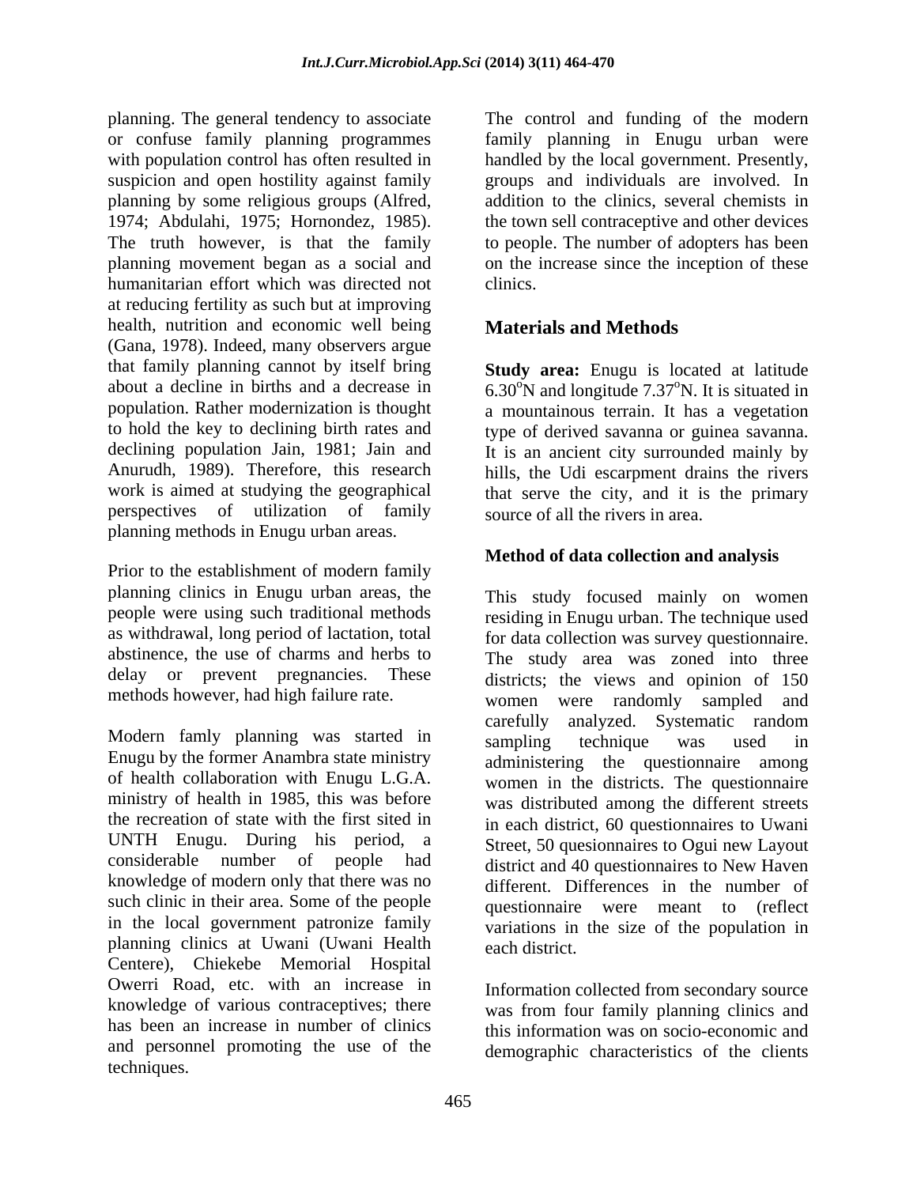planning. The general tendency to associate or confuse family planning programmes with population control has often resulted in suspicion and open hostility against family planning by some religious groups (Alfred, 1974; Abdulahi, 1975; Hornondez, 1985). The truth however, is that the family planning movement began as a social and humanitarian effort which was directed not at reducing fertility as such but at improving health, nutrition and economic well being (Gana, 1978). Indeed, many observers argue that family planning cannot by itself bring about a decline in births and a decrease in population. Rather modernization is thought to hold the key to declining birth rates and declining population Jain, 1981; Jain and Anurudh, 1989). Therefore, this research work is aimed at studying the geographical perspectives of utilization of family planning methods in Enugu urban areas.

Prior to the establishment of modern family planning clinics in Enugu urban areas, the people were using such traditional methods as withdrawal, long period of lactation, total abstinence, the use of charms and herbs to delay or prevent pregnancies. These methods however, had high failure rate.

Modern famly planning was started in Enugu by the former Anambra state ministry of health collaboration with Enugu L.G.A. ministry of health in 1985, this was before the recreation of state with the first sited in UNTH Enugu. During his period, a considerable number of people had knowledge of modern only that there was no such clinic in their area. Some of the people in the local government patronize family planning clinics at Uwani (Uwani Health Centere), Chiekebe Memorial Hospital Owerri Road, etc. with an increase in knowledge of various contraceptives; there has been an increase in number of clinics and personnel promoting the use of the techniques.

The control and funding of the modern family planning in Enugu urban were handled by the local government. Presently, groups and individuals are involved. In addition to the clinics, several chemists in the town sell contraceptive and other devices to people. The number of adopters has been on the increase since the inception of these clinics.

## Materials and Methods

**Study area:** Enugu is located at latitude 6.30$^{o}$N and longitude 7.37$^{o}$N. It is situated in a mountainous terrain. It has a vegetation type of derived savanna or guinea savanna. It is an ancient city surrounded mainly by hills, the Udi escarpment drains the rivers that serve the city, and it is the primary source of all the rivers in area.

### Method of data collection and analysis

This study focused mainly on women residing in Enugu urban. The technique used for data collection was survey questionnaire. The study area was zoned into three districts; the views and opinion of 150 women were randomly sampled and carefully analyzed. Systematic random sampling technique was used in administering the questionnaire among women in the districts. The questionnaire was distributed among the different streets in each district, 60 questionnaires to Uwani Street, 50 quesionnaires to Ogui new Layout district and 40 questionnaires to New Haven different. Differences in the number of questionnaire were meant to (reflect variations in the size of the population in each district.

Information collected from secondary source was from four family planning clinics and this information was on socio-economic and demographic characteristics of the clients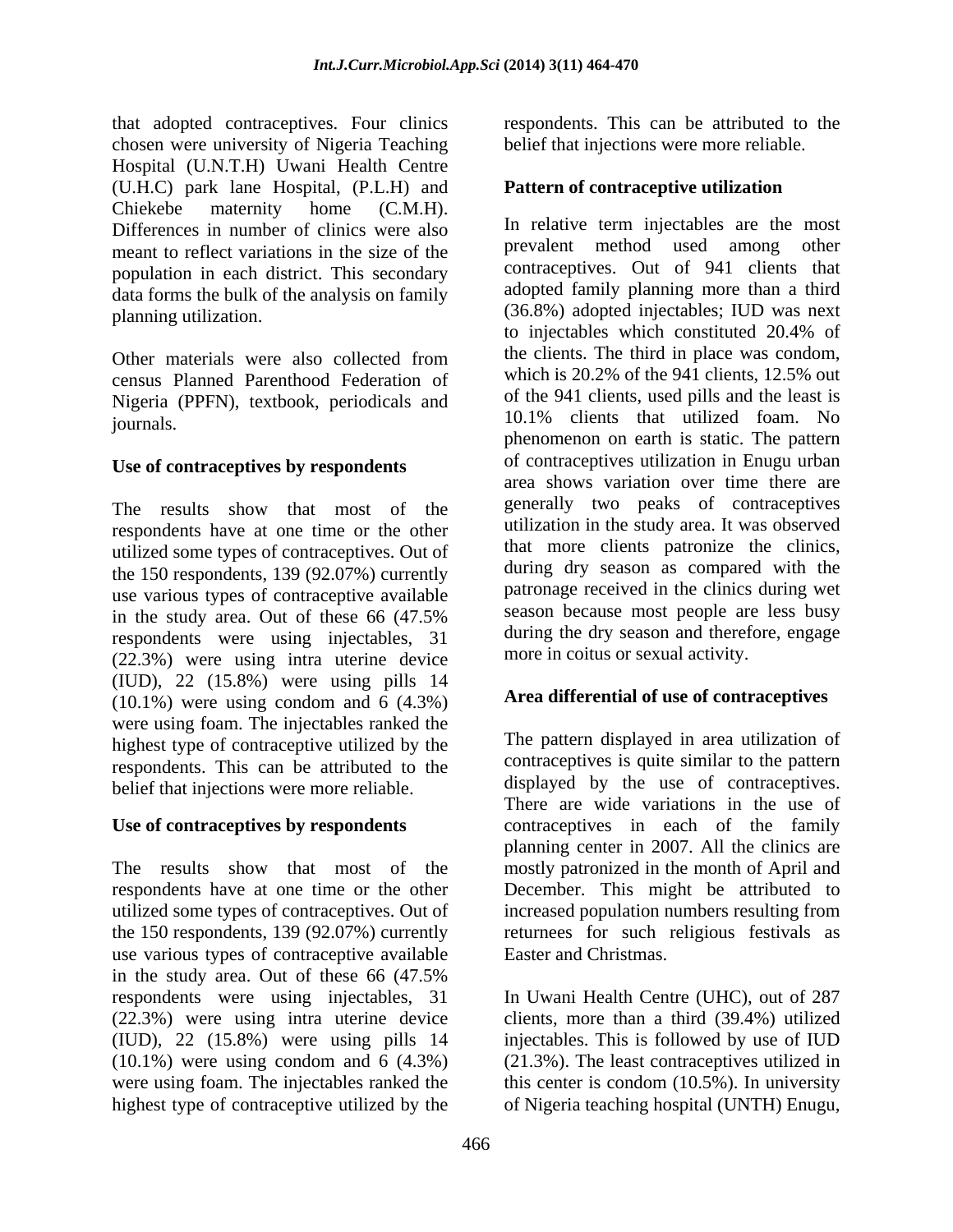that adopted contraceptives. Four clinics chosen were university of Nigeria Teaching Hospital (U.N.T.H) Uwani Health Centre (U.H.C) park lane Hospital, (P.L.H) and Chiekebe maternity home (C.M.H). Differences in number of clinics were also meant to reflect variations in the size of the population in each district. This secondary data forms the bulk of the analysis on family planning utilization.

Other materials were also collected from census Planned Parenthood Federation of Nigeria (PPFN), textbook, periodicals and journals.

**Use of contraceptives by respondents**

The results show that most of the respondents have at one time or the other utilized some types of contraceptives. Out of the 150 respondents, 139 (92.07%) currently use various types of contraceptive available in the study area. Out of these 66 (47.5% respondents were using injectables, 31 (22.3%) were using intra uterine device (IUD), 22 (15.8%) were using pills 14 (10.1%) were using condom and 6 (4.3%) were using foam. The injectables ranked the highest type of contraceptive utilized by the respondents. This can be attributed to the belief that injections were more reliable.

**Use of contraceptives by respondents**

The results show that most of the respondents have at one time or the other utilized some types of contraceptives. Out of the 150 respondents, 139 (92.07%) currently use various types of contraceptive available in the study area. Out of these 66 (47.5% respondents were using injectables, 31 (22.3%) were using intra uterine device (IUD), 22 (15.8%) were using pills 14 (10.1%) were using condom and 6 (4.3%) were using foam. The injectables ranked the highest type of contraceptive utilized by the respondents. This can be attributed to the belief that injections were more reliable.

**Pattern of contraceptive utilization**

In relative term injectables are the most prevalent method used among other contraceptives. Out of 941 clients that adopted family planning more than a third (36.8%) adopted injectables; IUD was next to injectables which constituted 20.4% of the clients. The third in place was condom, which is 20.2% of the 941 clients, 12.5% out of the 941 clients, used pills and the least is 10.1% clients that utilized foam. No phenomenon on earth is static. The pattern of contraceptives utilization in Enugu urban area shows variation over time there are generally two peaks of contraceptives utilization in the study area. It was observed that more clients patronize the clinics, during dry season as compared with the patronage received in the clinics during wet season because most people are less busy during the dry season and therefore, engage more in coitus or sexual activity.

**Area differential of use of contraceptives**

The pattern displayed in area utilization of contraceptives is quite similar to the pattern displayed by the use of contraceptives. There are wide variations in the use of contraceptives in each of the family planning center in 2007. All the clinics are mostly patronized in the month of April and December. This might be attributed to increased population numbers resulting from returnees for such religious festivals as Easter and Christmas.

In Uwani Health Centre (UHC), out of 287 clients, more than a third (39.4%) utilized injectables. This is followed by use of IUD (21.3%). The least contraceptives utilized in this center is condom (10.5%). In university of Nigeria teaching hospital (UNTH) Enugu,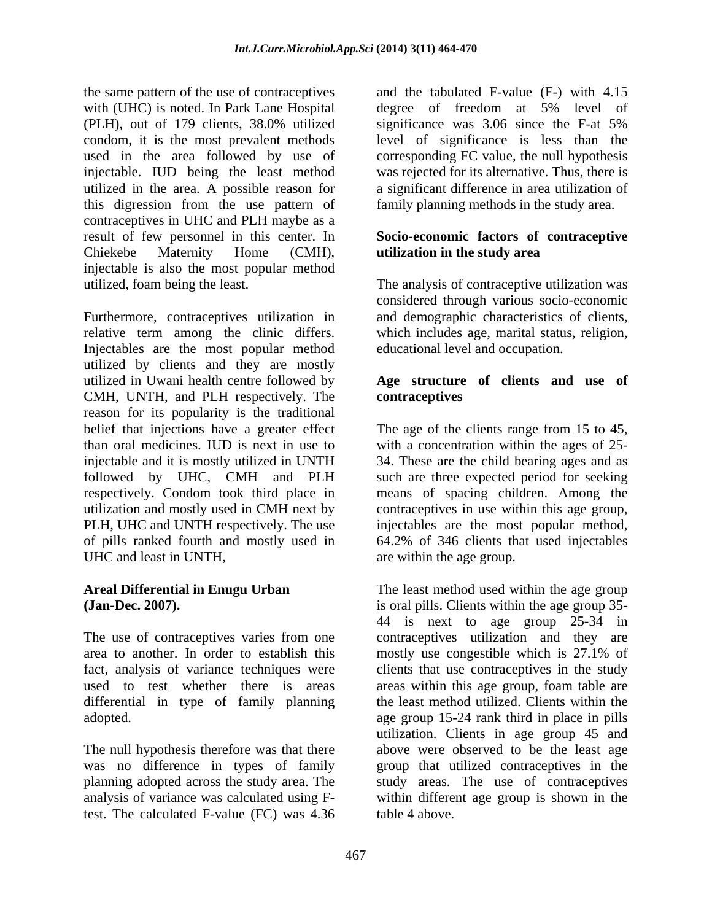the same pattern of the use of contraceptives with (UHC) is noted. In Park Lane Hospital (PLH), out of 179 clients, 38.0% utilized condom, it is the most prevalent methods used in the area followed by use of injectable. IUD being the least method utilized in the area. A possible reason for this digression from the use pattern of contraceptives in UHC and PLH maybe as a result of few personnel in this center. In Chiekebe Maternity Home (CMH), injectable is also the most popular method utilized, foam being the least.

Furthermore, contraceptives utilization in relative term among the clinic differs. Injectables are the most popular method utilized by clients and they are mostly utilized in Uwani health centre followed by CMH, UNTH, and PLH respectively. The reason for its popularity is the traditional belief that injections have a greater effect than oral medicines. IUD is next in use to injectable and it is mostly utilized in UNTH followed by UHC, CMH and PLH respectively. Condom took third place in utilization and mostly used in CMH next by PLH, UHC and UNTH respectively. The use of pills ranked fourth and mostly used in UHC and least in UNTH,

**Areal Differential in Enugu Urban (Jan-Dec. 2007).**

The use of contraceptives varies from one area to another. In order to establish this fact, analysis of variance techniques were used to test whether there is areas differential in type of family planning adopted.

The null hypothesis therefore was that there was no difference in types of family planning adopted across the study area. The analysis of variance was calculated using F-test. The calculated F-value (FC) was 4.36 and the tabulated F-value (F-) with 4.15 degree of freedom at 5% level of significance was 3.06 since the F-at 5% level of significance is less than the corresponding FC value, the null hypothesis was rejected for its alternative. Thus, there is a significant difference in area utilization of family planning methods in the study area.

**Socio-economic factors of contraceptive utilization in the study area**

The analysis of contraceptive utilization was considered through various socio-economic and demographic characteristics of clients, which includes age, marital status, religion, educational level and occupation.

**Age structure of clients and use of contraceptives**

The age of the clients range from 15 to 45, with a concentration within the ages of 25-34. These are the child bearing ages and as such are three expected period for seeking means of spacing children. Among the contraceptives in use within this age group, injectables are the most popular method, 64.2% of 346 clients that used injectables are within the age group.

The least method used within the age group is oral pills. Clients within the age group 35-44 is next to age group 25-34 in contraceptives utilization and they are mostly use congestible which is 27.1% of clients that use contraceptives in the study areas within this age group, foam table are the least method utilized. Clients within the age group 15-24 rank third in place in pills utilization. Clients in age group 45 and above were observed to be the least age group that utilized contraceptives in the study areas. The use of contraceptives within different age group is shown in the table 4 above.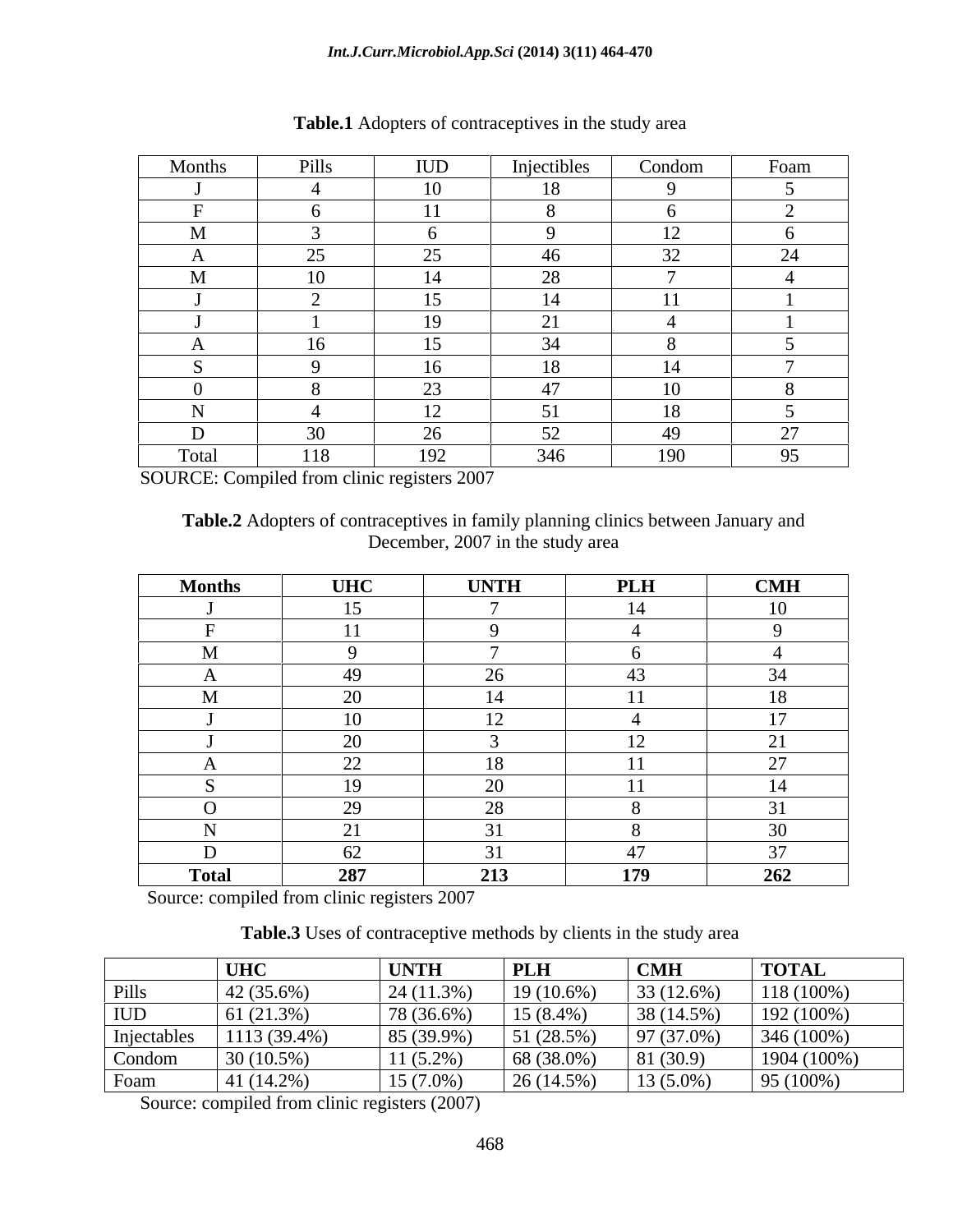**Table.1** Adopters of contraceptives in the study area

| Months | Pills | IUD | Injectibles | Condom | Foam |
|---|---|---|---|---|---|
| J | 4 | 10 | 18 | 9 | 5 |
| F | 6 | 11 | 8 | 6 | 2 |
| M | 3 | 6 | 9 | 12 | 6 |
| A | 25 | 25 | 46 | 32 | 24 |
| M | 10 | 14 | 28 | 7 | 4 |
| J | 2 | 15 | 14 | 11 | 1 |
| J | 1 | 19 | 21 | 4 | 1 |
| A | 16 | 15 | 34 | 8 | 5 |
| S | 9 | 16 | 18 | 14 | 7 |
| 0 | 8 | 23 | 47 | 10 | 8 |
| N | 4 | 12 | 51 | 18 | 5 |
| D | 30 | 26 | 52 | 49 | 27 |
| Total | 118 | 192 | 346 | 190 | 95 |

SOURCE: Compiled from clinic registers 2007

**Table.2** Adopters of contraceptives in family planning clinics between January and December, 2007 in the study area

| **Months** | **UHC** | **UNTH** | **PLH** | **CMH** |
|---|---|---|---|---|
| J | 15 | 7 | 14 | 10 |
| F | 11 | 9 | 4 | 9 |
| M | 9 | 7 | 6 | 4 |
| A | 49 | 26 | 43 | 34 |
| M | 20 | 14 | 11 | 18 |
| J | 10 | 12 | 4 | 17 |
| J | 20 | 3 | 12 | 21 |
| A | 22 | 18 | 11 | 27 |
| S | 19 | 20 | 11 | 14 |
| O | 29 | 28 | 8 | 31 |
| N | 21 | 31 | 8 | 30 |
| D | 62 | 31 | 47 | 37 |
| **Total** | **287** | **213** | **179** | **262** |

Source: compiled from clinic registers 2007

**Table.3** Uses of contraceptive methods by clients in the study area

| | **UHC** | **UNTH** | **PLH** | **CMH** | **TOTAL** |
|---|---|---|---|---|---|
| Pills | 42 (35.6%) | 24 (11.3%) | 19 (10.6%) | 33 (12.6%) | 118 (100%) |
| IUD | 61 (21.3%) | 78 (36.6%) | 15 (8.4%) | 38 (14.5%) | 192 (100%) |
| Injectables | 1113 (39.4%) | 85 (39.9%) | 51 (28.5%) | 97 (37.0%) | 346 (100%) |
| Condom | 30 (10.5%) | 11 (5.2%) | 68 (38.0%) | 81 (30.9) | 1904 (100%) |
| Foam | 41 (14.2%) | 15 (7.0%) | 26 (14.5%) | 13 (5.0%) | 95 (100%) |

Source: compiled from clinic registers (2007)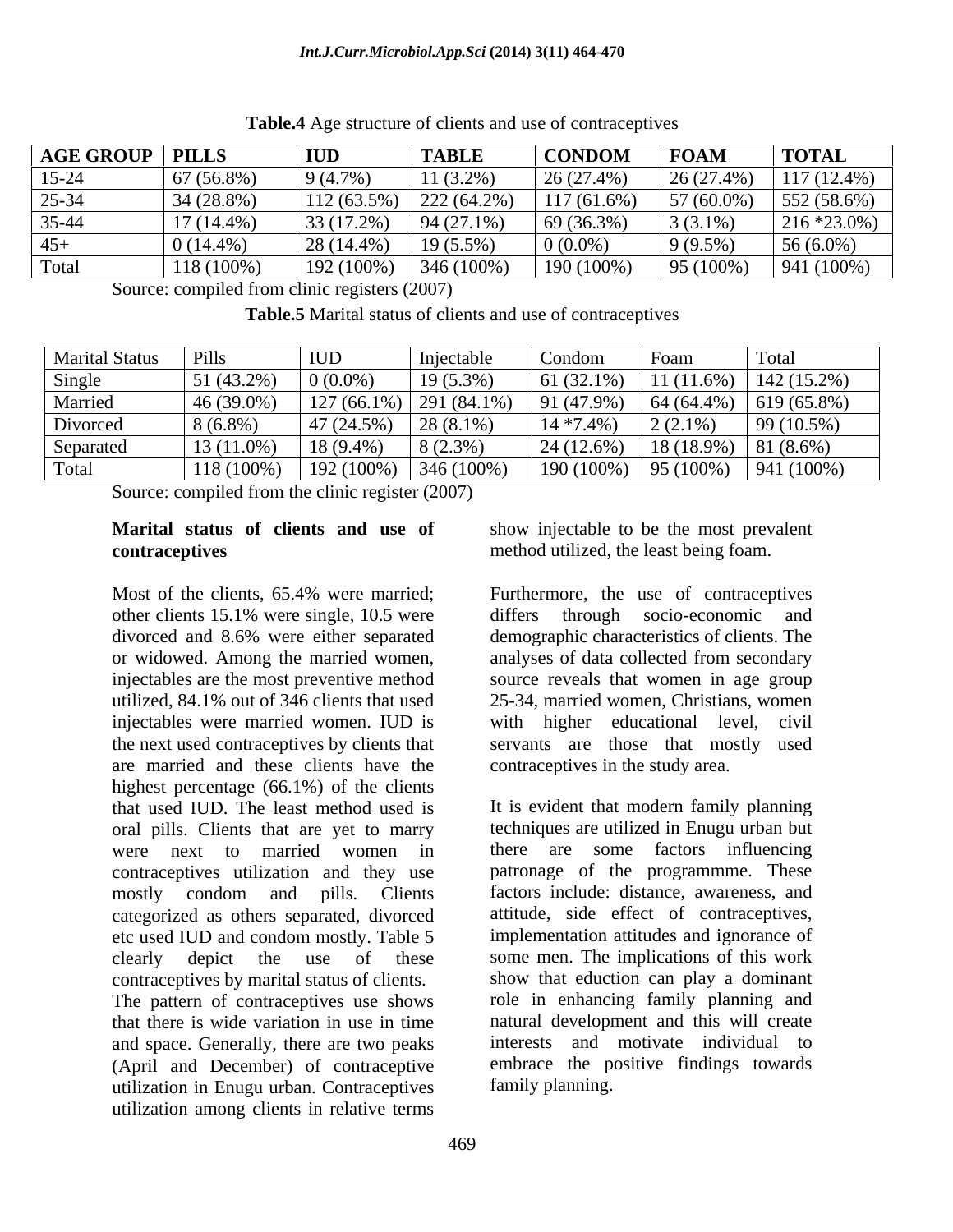**Table.4** Age structure of clients and use of contraceptives

| AGE GROUP | PILLS | IUD | TABLE | CONDOM | FOAM | TOTAL |
|---|---|---|---|---|---|---|
| 15-24 | 67 (56.8%) | 9 (4.7%) | 11 (3.2%) | 26 (27.4%) | 26 (27.4%) | 117 (12.4%) |
| 25-34 | 34 (28.8%) | 112 (63.5%) | 222 (64.2%) | 117 (61.6%) | 57 (60.0%) | 552 (58.6%) |
| 35-44 | 17 (14.4%) | 33 (17.2%) | 94 (27.1%) | 69 (36.3%) | 3 (3.1%) | 216 *23.0%) |
| 45+ | 0 (14.4%) | 28 (14.4%) | 19 (5.5%) | 0 (0.0%) | 9 (9.5%) | 56 (6.0%) |
| Total | 118 (100%) | 192 (100%) | 346 (100%) | 190 (100%) | 95 (100%) | 941 (100%) |

Source: compiled from clinic registers (2007)

**Table.5** Marital status of clients and use of contraceptives

| Marital Status | Pills | IUD | Injectable | Condom | Foam | Total |
|---|---|---|---|---|---|---|
| Single | 51 (43.2%) | 0 (0.0%) | 19 (5.3%) | 61 (32.1%) | 11 (11.6%) | 142 (15.2%) |
| Married | 46 (39.0%) | 127 (66.1%) | 291 (84.1%) | 91 (47.9%) | 64 (64.4%) | 619 (65.8%) |
| Divorced | 8 (6.8%) | 47 (24.5%) | 28 (8.1%) | 14 *7.4%) | 2 (2.1%) | 99 (10.5%) |
| Separated | 13 (11.0%) | 18 (9.4%) | 8 (2.3%) | 24 (12.6%) | 18 (18.9%) | 81 (8.6%) |
| Total | 118 (100%) | 192 (100%) | 346 (100%) | 190 (100%) | 95 (100%) | 941 (100%) |

Source: compiled from the clinic register (2007)

**Marital status of clients and use of contraceptives**

Most of the clients, 65.4% were married; other clients 15.1% were single, 10.5 were divorced and 8.6% were either separated or widowed. Among the married women, injectables are the most preventive method utilized, 84.1% out of 346 clients that used injectables were married women. IUD is the next used contraceptives by clients that are married and these clients have the highest percentage (66.1%) of the clients that used IUD. The least method used is oral pills. Clients that are yet to marry were next to married women in contraceptives utilization and they use mostly condom and pills. Clients categorized as others separated, divorced etc used IUD and condom mostly. Table 5 clearly depict the use of these contraceptives by marital status of clients. The pattern of contraceptives use shows that there is wide variation in use in time and space. Generally, there are two peaks (April and December) of contraceptive utilization in Enugu urban. Contraceptives utilization among clients in relative terms show injectable to be the most prevalent method utilized, the least being foam.

Furthermore, the use of contraceptives differs through socio-economic and demographic characteristics of clients. The analyses of data collected from secondary source reveals that women in age group 25-34, married women, Christians, women with higher educational level, civil servants are those that mostly used contraceptives in the study area.

It is evident that modern family planning techniques are utilized in Enugu urban but there are some factors influencing patronage of the programmme. These factors include: distance, awareness, and attitude, side effect of contraceptives, implementation attitudes and ignorance of some men. The implications of this work show that eduction can play a dominant role in enhancing family planning and natural development and this will create interests and motivate individual to embrace the positive findings towards family planning.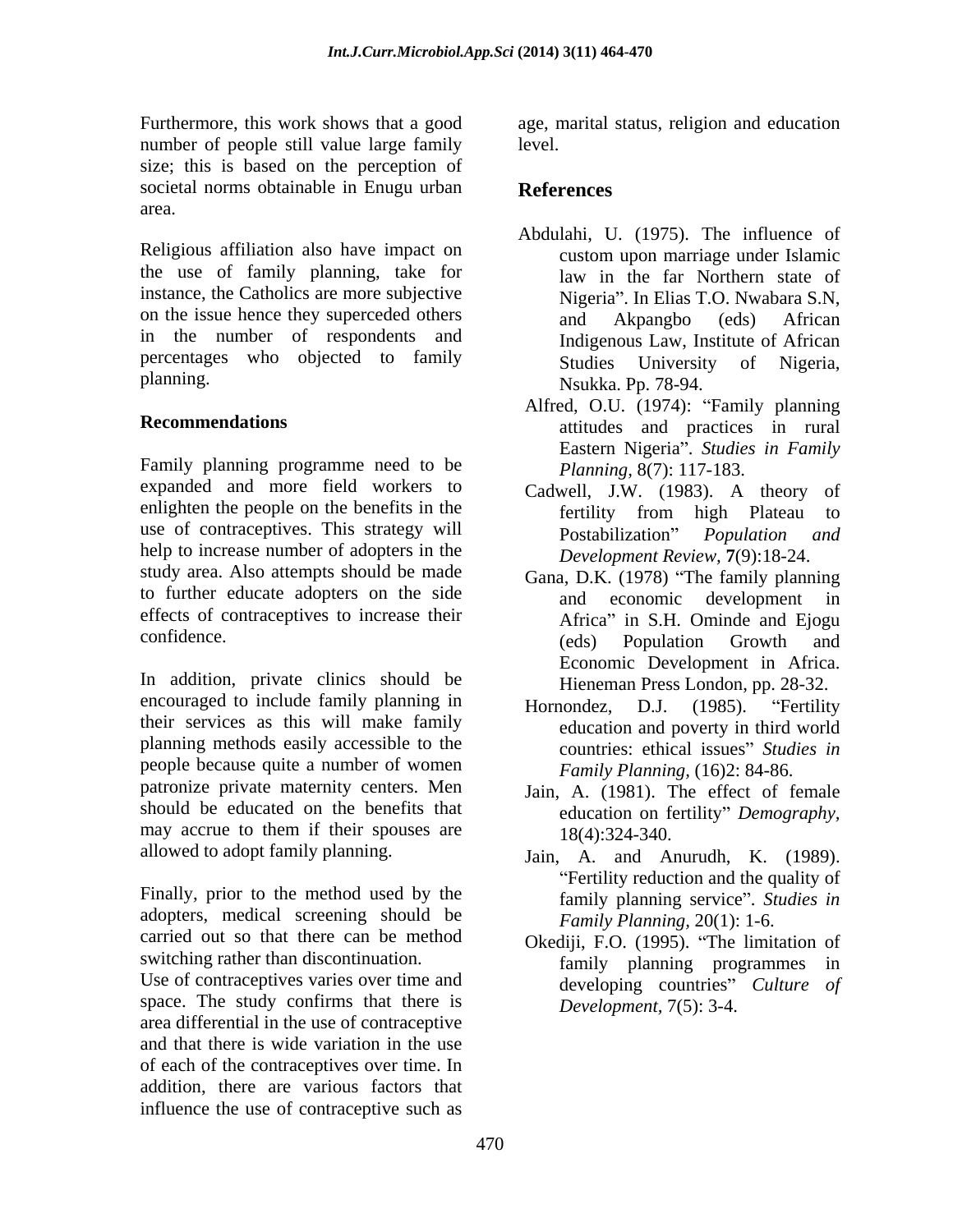Furthermore, this work shows that a good number of people still value large family size; this is based on the perception of societal norms obtainable in Enugu urban area.

Religious affiliation also have impact on the use of family planning, take for instance, the Catholics are more subjective on the issue hence they superceded others in the number of respondents and percentages who objected to family planning.

## Recommendations

Family planning programme need to be expanded and more field workers to enlighten the people on the benefits in the use of contraceptives. This strategy will help to increase number of adopters in the study area. Also attempts should be made to further educate adopters on the side effects of contraceptives to increase their confidence.

In addition, private clinics should be encouraged to include family planning in their services as this will make family planning methods easily accessible to the people because quite a number of women patronize private maternity centers. Men should be educated on the benefits that may accrue to them if their spouses are allowed to adopt family planning.

Finally, prior to the method used by the adopters, medical screening should be carried out so that there can be method switching rather than discontinuation.

Use of contraceptives varies over time and space. The study confirms that there is area differential in the use of contraceptive and that there is wide variation in the use of each of the contraceptives over time. In addition, there are various factors that influence the use of contraceptive such as age, marital status, religion and education level.

## References

Abdulahi, U. (1975). The influence of custom upon marriage under Islamic law in the far Northern state of Nigeria". In Elias T.O. Nwabara S.N, and Akpangbo (eds) African Indigenous Law, Institute of African Studies University of Nigeria, Nsukka. Pp. 78-94.

Alfred, O.U. (1974): "Family planning attitudes and practices in rural Eastern Nigeria". *Studies in Family Planning*, 8(7): 117-183.

Cadwell, J.W. (1983). A theory of fertility from high Plateau to Postabilization" *Population and Development Review*, **7**(9):18-24.

Gana, D.K. (1978) "The family planning and economic development in Africa" in S.H. Ominde and Ejogu (eds) Population Growth and Economic Development in Africa. Hieneman Press London, pp. 28-32.

Hornondez, D.J. (1985). "Fertility education and poverty in third world countries: ethical issues" *Studies in Family Planning*, (16)2: 84-86.

Jain, A. (1981). The effect of female education on fertility" *Demography*, 18(4):324-340.

Jain, A. and Anurudh, K. (1989). "Fertility reduction and the quality of family planning service". *Studies in Family Planning*, 20(1): 1-6.

Okediji, F.O. (1995). "The limitation of family planning programmes in developing countries" *Culture of Development*, 7(5): 3-4.